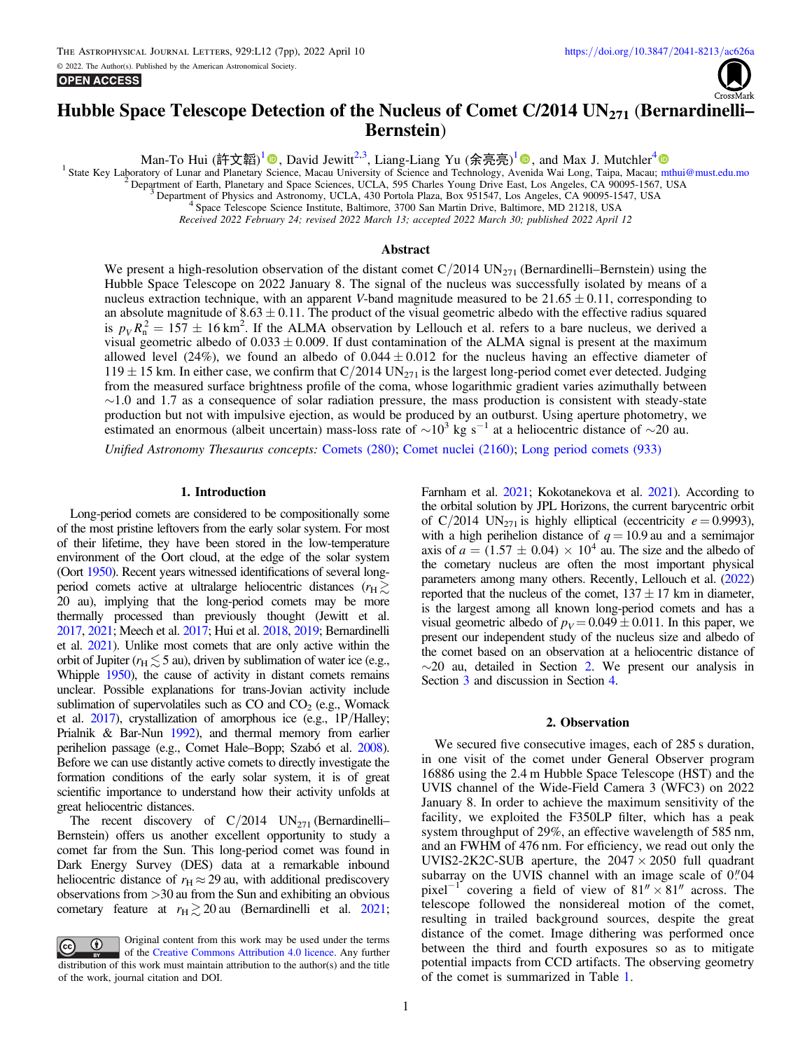# Hubble Space Telescope Detection of the Nucleus of Comet C/2014 $UN_{271}$ (Bernardinelli–Bernstein)

Man-To Hui (許文韜)[1], David Jewitt[2,3], Liang-Liang Yu (余亮亮)[1], and Max J. Mutchler[4]

[1] State Key Laboratory of Lunar and Planetary Science, Macau University of Science and Technology, Avenida Wai Long, Taipa, Macau; mthui@must.edu.mo
[2] Department of Earth, Planetary and Space Sciences, UCLA, 595 Charles Young Drive East, Los Angeles, CA 90095-1567, USA
[3] Department of Physics and Astronomy, UCLA, 430 Portola Plaza, Box 951547, Los Angeles, CA 90095-1547, USA
[4] Space Telescope Science Institute, Baltimore, 3700 San Martin Drive, Baltimore, MD 21218, USA

*Received 2022 February 24; revised 2022 March 13; accepted 2022 March 30; published 2022 April 12*

## Abstract

We present a high-resolution observation of the distant comet C/2014 $UN_{271}$ (Bernardinelli–Bernstein) using the Hubble Space Telescope on 2022 January 8. The signal of the nucleus was successfully isolated by means of a nucleus extraction technique, with an apparent $V$-band magnitude measured to be $21.65 \pm 0.11$, corresponding to an absolute magnitude of $8.63 \pm 0.11$. The product of the visual geometric albedo with the effective radius squared is $p_V R_n^2 = 157 \pm 16$ km$^2$. If the ALMA observation by Lellouch et al. refers to a bare nucleus, we derived a visual geometric albedo of $0.033 \pm 0.009$. If dust contamination of the ALMA signal is present at the maximum allowed level (24%), we found an albedo of $0.044 \pm 0.012$ for the nucleus having an effective diameter of $119 \pm 15$ km. In either case, we confirm that C/2014 $UN_{271}$ is the largest long-period comet ever detected. Judging from the measured surface brightness profile of the coma, whose logarithmic gradient varies azimuthally between ~1.0 and 1.7 as a consequence of solar radiation pressure, the mass production is consistent with steady-state production but not with impulsive ejection, as would be produced by an outburst. Using aperture photometry, we estimated an enormous (albeit uncertain) mass-loss rate of $\sim 10^3$ kg s$^{-1}$ at a heliocentric distance of ~20 au.

*Unified Astronomy Thesaurus concepts:* Comets (280); Comet nuclei (2160); Long period comets (933)

## 1. Introduction

Long-period comets are considered to be compositionally some of the most pristine leftovers from the early solar system. For most of their lifetime, they have been stored in the low-temperature environment of the Oort cloud, at the edge of the solar system (Oort 1950). Recent years witnessed identifications of several long-period comets active at ultralarge heliocentric distances ($r_H \gtrsim$ 20 au), implying that the long-period comets may be more thermally processed than previously thought (Jewitt et al. 2017, 2021; Meech et al. 2017; Hui et al. 2018, 2019; Bernardinelli et al. 2021). Unlike most comets that are only active within the orbit of Jupiter ($r_H \lesssim 5$ au), driven by sublimation of water ice (e.g., Whipple 1950), the cause of activity in distant comets remains unclear. Possible explanations for trans-Jovian activity include sublimation of supervolatiles such as CO and $CO_2$ (e.g., Womack et al. 2017), crystallization of amorphous ice (e.g., 1P/Halley; Prialnik & Bar-Nun 1992), and thermal memory from earlier perihelion passage (e.g., Comet Hale–Bopp; Szabó et al. 2008). Before we can use distantly active comets to directly investigate the formation conditions of the early solar system, it is of great scientific importance to understand how their activity unfolds at great heliocentric distances.

The recent discovery of C/2014 $UN_{271}$ (Bernardinelli–Bernstein) offers us another excellent opportunity to study a comet far from the Sun. This long-period comet was found in Dark Energy Survey (DES) data at a remarkable inbound heliocentric distance of $r_H \approx 29$ au, with additional prediscovery observations from >30 au from the Sun and exhibiting an obvious cometary feature at $r_H \gtrsim 20$ au (Bernardinelli et al. 2021; Farnham et al. 2021; Kokotanekova et al. 2021). According to the orbital solution by JPL Horizons, the current barycentric orbit of C/2014 $UN_{271}$ is highly elliptical (eccentricity $e = 0.9993$), with a high perihelion distance of $q = 10.9$ au and a semimajor axis of $a = (1.57 \pm 0.04) \times 10^4$ au. The size and the albedo of the cometary nucleus are often the most important physical parameters among many others. Recently, Lellouch et al. (2022) reported that the nucleus of the comet, $137 \pm 17$ km in diameter, is the largest among all known long-period comets and has a visual geometric albedo of $p_V = 0.049 \pm 0.011$. In this paper, we present our independent study of the nucleus size and albedo of the comet based on an observation at a heliocentric distance of ~20 au, detailed in Section 2. We present our analysis in Section 3 and discussion in Section 4.

## 2. Observation

We secured five consecutive images, each of 285 s duration, in one visit of the comet under General Observer program 16886 using the 2.4 m Hubble Space Telescope (HST) and the UVIS channel of the Wide-Field Camera 3 (WFC3) on 2022 January 8. In order to achieve the maximum sensitivity of the facility, we exploited the F350LP filter, which has a peak system throughput of 29%, an effective wavelength of 585 nm, and an FWHM of 476 nm. For efficiency, we read out only the UVIS2-2K2C-SUB aperture, the $2047 \times 2050$ full quadrant subarray on the UVIS channel with an image scale of 0″04 pixel$^{-1}$ covering a field of view of $81'' \times 81''$ across. The telescope followed the nonsidereal motion of the comet, resulting in trailed background sources, despite the great distance of the comet. Image dithering was performed once between the third and fourth exposures so as to mitigate potential impacts from CCD artifacts. The observing geometry of the comet is summarized in Table 1.

Original content from this work may be used under the terms of the Creative Commons Attribution 4.0 licence. Any further distribution of this work must maintain attribution to the author(s) and the title of the work, journal citation and DOI.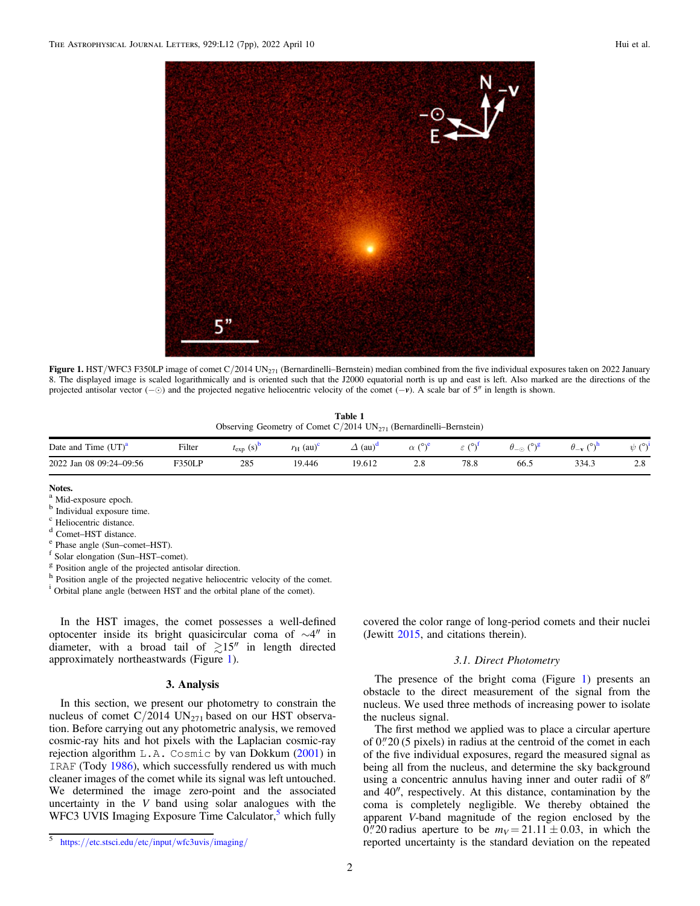**Figure 1.** HST/WFC3 F350LP image of comet C/2014 $UN_{271}$ (Bernardinelli–Bernstein) median combined from the five individual exposures taken on 2022 January 8. The displayed image is scaled logarithmically and is oriented such that the J2000 equatorial north is up and east is left. Also marked are the directions of the projected antisolar vector ($-\odot$) and the projected negative heliocentric velocity of the comet ($-\mathbf{v}$). A scale bar of 5″ in length is shown.

**Table 1**
Observing Geometry of Comet C/2014 $UN_{271}$ (Bernardinelli–Bernstein)

| Date and Time (UT)[a] | Filter | $t_{\rm exp}$ (s)[b] | $r_{\rm H}$ (au)[c] | $\Delta$ (au)[d] | $\alpha$ (°)[e] | $\varepsilon$ (°)[f] | $\theta_{-\odot}$ (°)[g] | $\theta_{-\mathbf{v}}$ (°)[h] | $\psi$ (°)[i] |
|---|---|---|---|---|---|---|---|---|---|
| 2022 Jan 08 09:24–09:56 | F350LP | 285 | 19.446 | 19.612 | 2.8 | 78.8 | 66.5 | 334.3 | 2.8 |

**Notes.**
[a] Mid-exposure epoch.
[b] Individual exposure time.
[c] Heliocentric distance.
[d] Comet–HST distance.
[e] Phase angle (Sun–comet–HST).
[f] Solar elongation (Sun–HST–comet).
[g] Position angle of the projected antisolar direction.
[h] Position angle of the projected negative heliocentric velocity of the comet.
[i] Orbital plane angle (between HST and the orbital plane of the comet).

In the HST images, the comet possesses a well-defined optocenter inside its bright quasicircular coma of ~4″ in diameter, with a broad tail of ≳15″ in length directed approximately northeastwards (Figure 1).

## 3. Analysis

In this section, we present our photometry to constrain the nucleus of comet C/2014 $UN_{271}$ based on our HST observation. Before carrying out any photometric analysis, we removed cosmic-ray hits and hot pixels with the Laplacian cosmic-ray rejection algorithm `L.A. Cosmic` by van Dokkum (2001) in `IRAF` (Tody 1986), which successfully rendered us with much cleaner images of the comet while its signal was left untouched. We determined the image zero-point and the associated uncertainty in the $V$ band using solar analogues with the WFC3 UVIS Imaging Exposure Time Calculator,[5] which fully covered the color range of long-period comets and their nuclei (Jewitt 2015, and citations therein).

### 3.1. Direct Photometry

The presence of the bright coma (Figure 1) presents an obstacle to the direct measurement of the signal from the nucleus. We used three methods of increasing power to isolate the nucleus signal.

The first method we applied was to place a circular aperture of 0″.20 (5 pixels) in radius at the centroid of the comet in each of the five individual exposures, regard the measured signal as being all from the nucleus, and determine the sky background using a concentric annulus having inner and outer radii of 8″ and 40″, respectively. At this distance, contamination by the coma is completely negligible. We thereby obtained the apparent $V$-band magnitude of the region enclosed by the 0″.20 radius aperture to be $m_V = 21.11 \pm 0.03$, in which the reported uncertainty is the standard deviation on the repeated

[5] https://etc.stsci.edu/etc/input/wfc3uvis/imaging/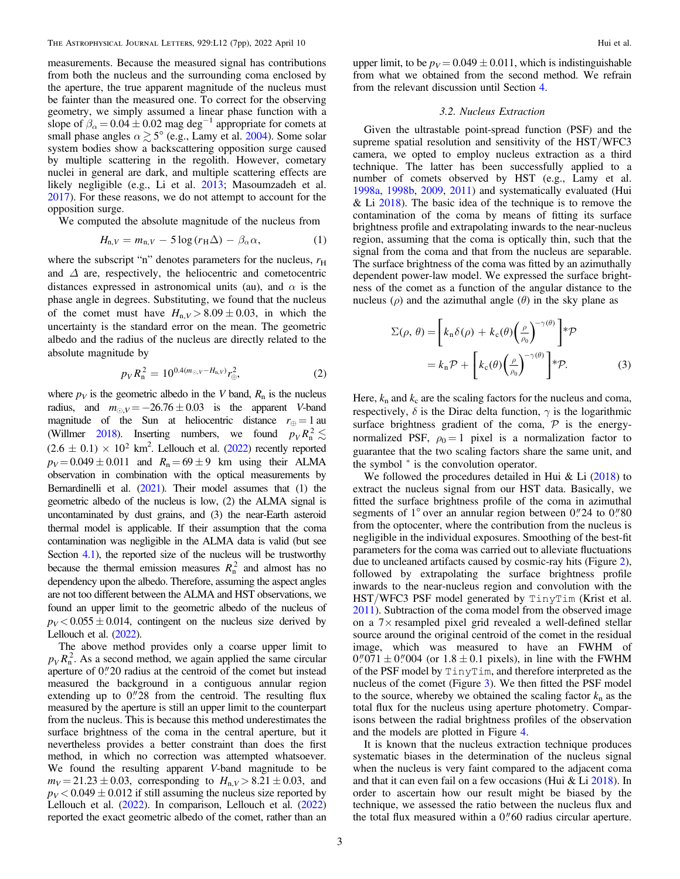measurements. Because the measured signal has contributions from both the nucleus and the surrounding coma enclosed by the aperture, the true apparent magnitude of the nucleus must be fainter than the measured one. To correct for the observing geometry, we simply assumed a linear phase function with a slope of $\beta_\alpha = 0.04 \pm 0.02$ mag deg$^{-1}$ appropriate for comets at small phase angles $\alpha \gtrsim 5°$ (e.g., Lamy et al. 2004). Some solar system bodies show a backscattering opposition surge caused by multiple scattering in the regolith. However, cometary nuclei in general are dark, and multiple scattering effects are likely negligible (e.g., Li et al. 2013; Masoumzadeh et al. 2017). For these reasons, we do not attempt to account for the opposition surge.

We computed the absolute magnitude of the nucleus from

$$H_{\mathrm{n},V} = m_{\mathrm{n},V} - 5\log(r_\mathrm{H}\Delta) - \beta_\alpha \alpha, \tag{1}$$

where the subscript "n" denotes parameters for the nucleus, $r_\mathrm{H}$ and $\Delta$ are, respectively, the heliocentric and cometocentric distances expressed in astronomical units (au), and $\alpha$ is the phase angle in degrees. Substituting, we found that the nucleus of the comet must have $H_{\mathrm{n},V} > 8.09 \pm 0.03$, in which the uncertainty is the standard error on the mean. The geometric albedo and the radius of the nucleus are directly related to the absolute magnitude by

$$p_V R_\mathrm{n}^2 = 10^{0.4(m_{\odot,V} - H_{\mathrm{n},V})} r_\oplus^2, \tag{2}$$

where $p_V$ is the geometric albedo in the V band, $R_\mathrm{n}$ is the nucleus radius, and $m_{\odot,V} = -26.76 \pm 0.03$ is the apparent V-band magnitude of the Sun at heliocentric distance $r_\oplus = 1$ au (Willmer 2018). Inserting numbers, we found $p_V R_\mathrm{n}^2 \lesssim (2.6 \pm 0.1) \times 10^2$ km$^2$. Lellouch et al. (2022) recently reported $p_V = 0.049 \pm 0.011$ and $R_\mathrm{n} = 69 \pm 9$ km using their ALMA observation in combination with the optical measurements by Bernardinelli et al. (2021). Their model assumes that (1) the geometric albedo of the nucleus is low, (2) the ALMA signal is uncontaminated by dust grains, and (3) the near-Earth asteroid thermal model is applicable. If their assumption that the coma contamination was negligible in the ALMA data is valid (but see Section 4.1), the reported size of the nucleus will be trustworthy because the thermal emission measures $R_\mathrm{n}^2$ and almost has no dependency upon the albedo. Therefore, assuming the aspect angles are not too different between the ALMA and HST observations, we found an upper limit to the geometric albedo of the nucleus of $p_V < 0.055 \pm 0.014$, contingent on the nucleus size derived by Lellouch et al. (2022).

The above method provides only a coarse upper limit to $p_V R_\mathrm{n}^2$. As a second method, we again applied the same circular aperture of 0.″20 radius at the centroid of the comet but instead measured the background in a contiguous annular region extending up to 0.″28 from the centroid. The resulting flux measured by the aperture is still an upper limit to the counterpart from the nucleus. This is because this method underestimates the surface brightness of the coma in the central aperture, but it nevertheless provides a better constraint than does the first method, in which no correction was attempted whatsoever. We found the resulting apparent V-band magnitude to be $m_V = 21.23 \pm 0.03$, corresponding to $H_{\mathrm{n},V} > 8.21 \pm 0.03$, and $p_V < 0.049 \pm 0.012$ if still assuming the nucleus size reported by Lellouch et al. (2022). In comparison, Lellouch et al. (2022) reported the exact geometric albedo of the comet, rather than an upper limit, to be $p_V = 0.049 \pm 0.011$, which is indistinguishable from what we obtained from the second method. We refrain from the relevant discussion until Section 4.

### 3.2. Nucleus Extraction

Given the ultrastable point-spread function (PSF) and the supreme spatial resolution and sensitivity of the HST/WFC3 camera, we opted to employ nucleus extraction as a third technique. The latter has been successfully applied to a number of comets observed by HST (e.g., Lamy et al. 1998a, 1998b, 2009, 2011) and systematically evaluated (Hui & Li 2018). The basic idea of the technique is to remove the contamination of the coma by means of fitting its surface brightness profile and extrapolating inwards to the near-nucleus region, assuming that the coma is optically thin, such that the signal from the coma and that from the nucleus are separable. The surface brightness of the coma was fitted by an azimuthally dependent power-law model. We expressed the surface brightness of the comet as a function of the angular distance to the nucleus ($\rho$) and the azimuthal angle ($\theta$) in the sky plane as

$$\begin{aligned}\Sigma(\rho, \theta) &= \left[k_\mathrm{n}\delta(\rho) + k_\mathrm{c}(\theta)\left(\frac{\rho}{\rho_0}\right)^{-\gamma(\theta)}\right] * \mathcal{P} \\ &= k_\mathrm{n}\mathcal{P} + \left[k_\mathrm{c}(\theta)\left(\frac{\rho}{\rho_0}\right)^{-\gamma(\theta)}\right] * \mathcal{P}.\end{aligned} \tag{3}$$

Here, $k_\mathrm{n}$ and $k_\mathrm{c}$ are the scaling factors for the nucleus and coma, respectively, $\delta$ is the Dirac delta function, $\gamma$ is the logarithmic surface brightness gradient of the coma, $\mathcal{P}$ is the energy-normalized PSF, $\rho_0 = 1$ pixel is a normalization factor to guarantee that the two scaling factors share the same unit, and the symbol $^*$ is the convolution operator.

We followed the procedures detailed in Hui & Li (2018) to extract the nucleus signal from our HST data. Basically, we fitted the surface brightness profile of the coma in azimuthal segments of 1° over an annular region between 0.″24 to 0.″80 from the optocenter, where the contribution from the nucleus is negligible in the individual exposures. Smoothing of the best-fit parameters for the coma was carried out to alleviate fluctuations due to uncleaned artifacts caused by cosmic-ray hits (Figure 2), followed by extrapolating the surface brightness profile inwards to the near-nucleus region and convolution with the HST/WFC3 PSF model generated by `TinyTim` (Krist et al. 2011). Subtraction of the coma model from the observed image on a 7× resampled pixel grid revealed a well-defined stellar source around the original centroid of the comet in the residual image, which was measured to have an FWHM of 0.″071 ± 0.″004 (or 1.8 ± 0.1 pixels), in line with the FWHM of the PSF model by `TinyTim`, and therefore interpreted as the nucleus of the comet (Figure 3). We then fitted the PSF model to the source, whereby we obtained the scaling factor $k_\mathrm{n}$ as the total flux for the nucleus using aperture photometry. Comparisons between the radial brightness profiles of the observation and the models are plotted in Figure 4.

It is known that the nucleus extraction technique produces systematic biases in the determination of the nucleus signal when the nucleus is very faint compared to the adjacent coma and that it can even fail on a few occasions (Hui & Li 2018). In order to ascertain how our result might be biased by the technique, we assessed the ratio between the nucleus flux and the total flux measured within a 0.″60 radius circular aperture.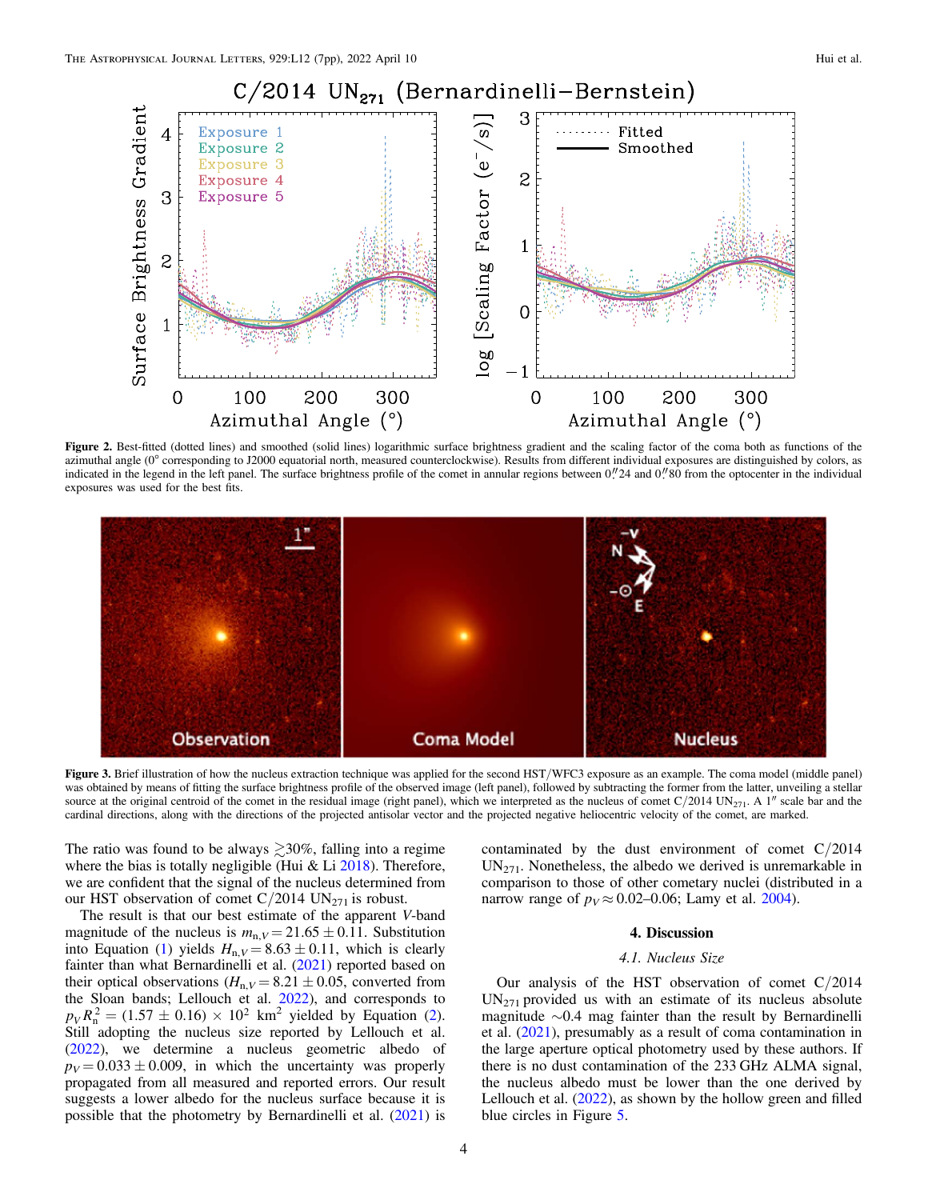**Figure 2.** Best-fitted (dotted lines) and smoothed (solid lines) logarithmic surface brightness gradient and the scaling factor of the coma both as functions of the azimuthal angle (0° corresponding to J2000 equatorial north, measured counterclockwise). Results from different individual exposures are distinguished by colors, as indicated in the legend in the left panel. The surface brightness profile of the comet in annular regions between 0.″24 and 0.″80 from the optocenter in the individual exposures was used for the best fits.

**Figure 3.** Brief illustration of how the nucleus extraction technique was applied for the second HST/WFC3 exposure as an example. The coma model (middle panel) was obtained by means of fitting the surface brightness profile of the observed image (left panel), followed by subtracting the former from the latter, unveiling a stellar source at the original centroid of the comet in the residual image (right panel), which we interpreted as the nucleus of comet C/2014 $UN_{271}$. A 1″ scale bar and the cardinal directions, along with the directions of the projected antisolar vector and the projected negative heliocentric velocity of the comet, are marked.

The ratio was found to be always $\gtrsim$30%, falling into a regime where the bias is totally negligible (Hui & Li 2018). Therefore, we are confident that the signal of the nucleus determined from our HST observation of comet C/2014 $UN_{271}$ is robust.

The result is that our best estimate of the apparent *V*-band magnitude of the nucleus is $m_{n,V} = 21.65 \pm 0.11$. Substitution into Equation (1) yields $H_{n,V} = 8.63 \pm 0.11$, which is clearly fainter than what Bernardinelli et al. (2021) reported based on their optical observations ($H_{n,V} = 8.21 \pm 0.05$, converted from the Sloan bands; Lellouch et al. 2022), and corresponds to $p_V R_n^2 = (1.57 \pm 0.16) \times 10^2$ km$^2$ yielded by Equation (2). Still adopting the nucleus size reported by Lellouch et al. (2022), we determine a nucleus geometric albedo of $p_V = 0.033 \pm 0.009$, in which the uncertainty was properly propagated from all measured and reported errors. Our result suggests a lower albedo for the nucleus surface because it is possible that the photometry by Bernardinelli et al. (2021) is contaminated by the dust environment of comet C/2014 $UN_{271}$. Nonetheless, the albedo we derived is unremarkable in comparison to those of other cometary nuclei (distributed in a narrow range of $p_V \approx 0.02$–$0.06$; Lamy et al. 2004).

## 4. Discussion

### *4.1. Nucleus Size*

Our analysis of the HST observation of comet C/2014 $UN_{271}$ provided us with an estimate of its nucleus absolute magnitude ~0.4 mag fainter than the result by Bernardinelli et al. (2021), presumably as a result of coma contamination in the large aperture optical photometry used by these authors. If there is no dust contamination of the 233 GHz ALMA signal, the nucleus albedo must be lower than the one derived by Lellouch et al. (2022), as shown by the hollow green and filled blue circles in Figure 5.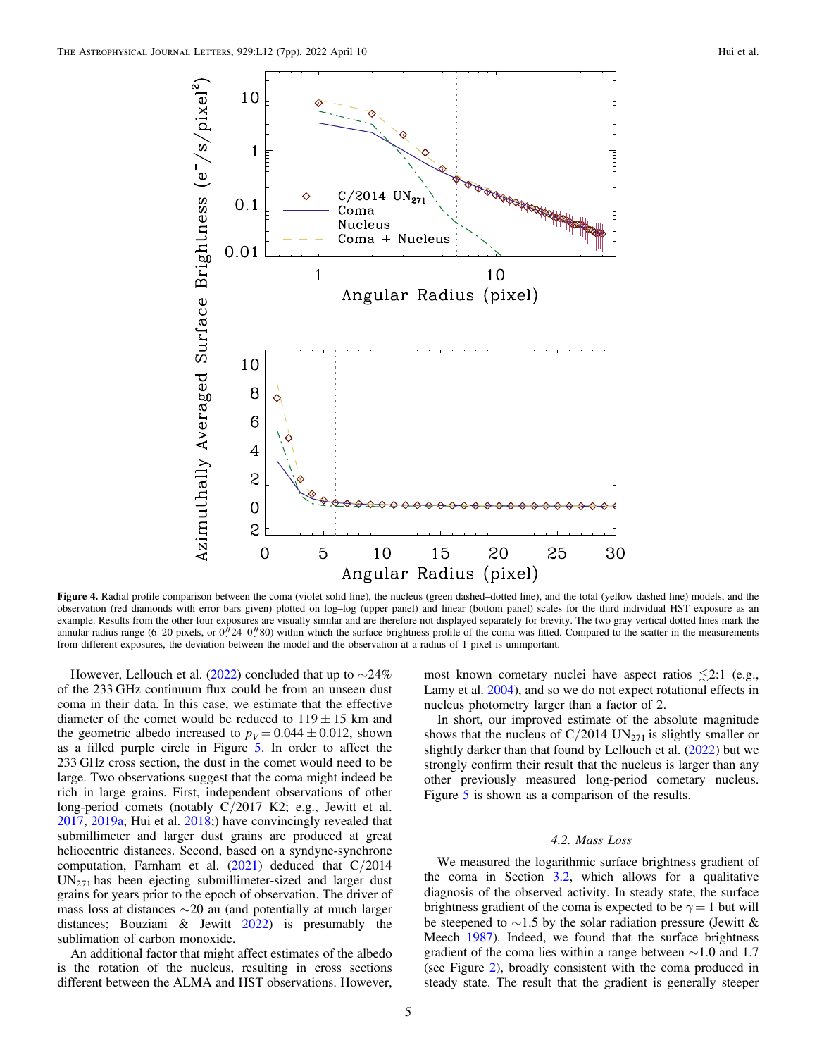**Figure 4.** Radial profile comparison between the coma (violet solid line), the nucleus (green dashed–dotted line), and the total (yellow dashed line) models, and the observation (red diamonds with error bars given) plotted on log–log (upper panel) and linear (bottom panel) scales for the third individual HST exposure as an example. Results from the other four exposures are visually similar and are therefore not displayed separately for brevity. The two gray vertical dotted lines mark the annular radius range (6–20 pixels, or 0″24–0″80) within which the surface brightness profile of the coma was fitted. Compared to the scatter in the measurements from different exposures, the deviation between the model and the observation at a radius of 1 pixel is unimportant.

However, Lellouch et al. (2022) concluded that up to ∼24% of the 233 GHz continuum flux could be from an unseen dust coma in their data. In this case, we estimate that the effective diameter of the comet would be reduced to $119 \pm 15$ km and the geometric albedo increased to $p_V = 0.044 \pm 0.012$, shown as a filled purple circle in Figure 5. In order to affect the 233 GHz cross section, the dust in the comet would need to be large. Two observations suggest that the coma might indeed be rich in large grains. First, independent observations of other long-period comets (notably C/2017 K2; e.g., Jewitt et al. 2017, 2019a; Hui et al. 2018;) have convincingly revealed that submillimeter and larger dust grains are produced at great heliocentric distances. Second, based on a syndyne-synchrone computation, Farnham et al. (2021) deduced that C/2014 $\mathrm{UN}_{271}$ has been ejecting submillimeter-sized and larger dust grains for years prior to the epoch of observation. The driver of mass loss at distances ∼20 au (and potentially at much larger distances; Bouziani & Jewitt 2022) is presumably the sublimation of carbon monoxide.

An additional factor that might affect estimates of the albedo is the rotation of the nucleus, resulting in cross sections different between the ALMA and HST observations. However, most known cometary nuclei have aspect ratios ≲2:1 (e.g., Lamy et al. 2004), and so we do not expect rotational effects in nucleus photometry larger than a factor of 2.

In short, our improved estimate of the absolute magnitude shows that the nucleus of C/2014 $\mathrm{UN}_{271}$ is slightly smaller or slightly darker than that found by Lellouch et al. (2022) but we strongly confirm their result that the nucleus is larger than any other previously measured long-period cometary nucleus. Figure 5 is shown as a comparison of the results.

### 4.2. Mass Loss

We measured the logarithmic surface brightness gradient of the coma in Section 3.2, which allows for a qualitative diagnosis of the observed activity. In steady state, the surface brightness gradient of the coma is expected to be $\gamma = 1$ but will be steepened to ∼1.5 by the solar radiation pressure (Jewitt & Meech 1987). Indeed, we found that the surface brightness gradient of the coma lies within a range between ∼1.0 and 1.7 (see Figure 2), broadly consistent with the coma produced in steady state. The result that the gradient is generally steeper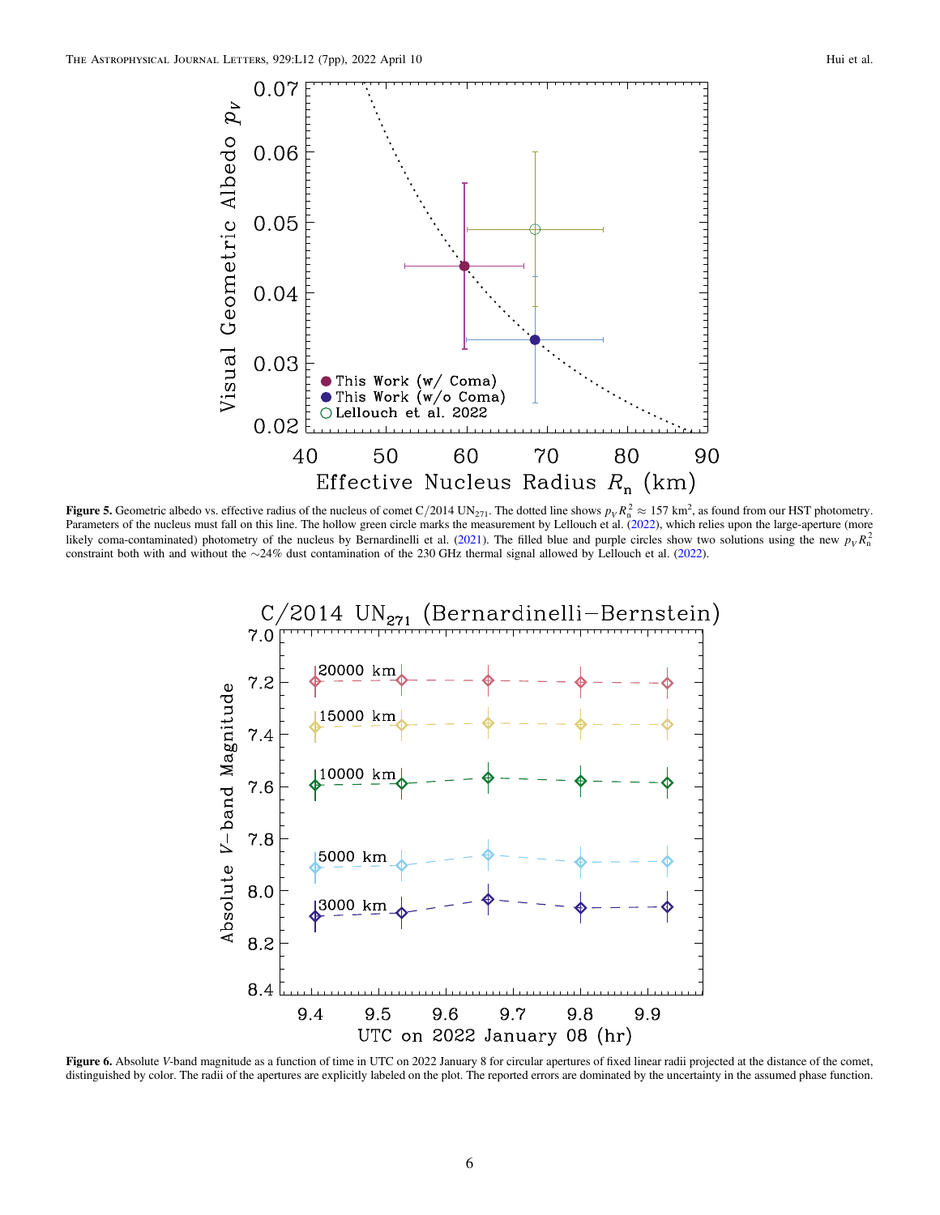**Figure 5.** Geometric albedo vs. effective radius of the nucleus of comet C/2014 $UN_{271}$. The dotted line shows $p_V R_n^2 \approx 157$ $km^2$, as found from our HST photometry. Parameters of the nucleus must fall on this line. The hollow green circle marks the measurement by Lellouch et al. (2022), which relies upon the large-aperture (more likely coma-contaminated) photometry of the nucleus by Bernardinelli et al. (2021). The filled blue and purple circles show two solutions using the new $p_V R_n^2$ constraint both with and without the ∼24% dust contamination of the 230 GHz thermal signal allowed by Lellouch et al. (2022).

**Figure 6.** Absolute *V*-band magnitude as a function of time in UTC on 2022 January 8 for circular apertures of fixed linear radii projected at the distance of the comet, distinguished by color. The radii of the apertures are explicitly labeled on the plot. The reported errors are dominated by the uncertainty in the assumed phase function.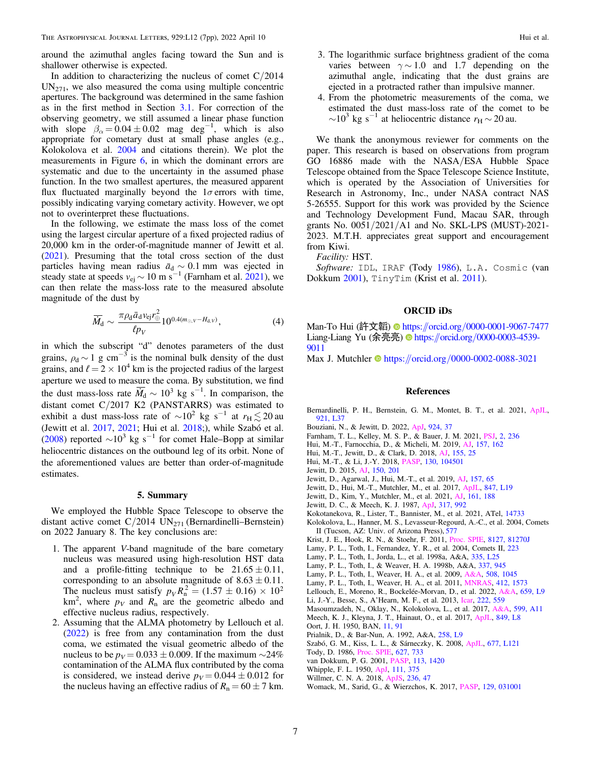around the azimuthal angles facing toward the Sun and is shallower otherwise is expected.

In addition to characterizing the nucleus of comet C/2014 $UN_{271}$, we also measured the coma using multiple concentric apertures. The background was determined in the same fashion as in the first method in Section 3.1. For correction of the observing geometry, we still assumed a linear phase function with slope $\beta_\alpha = 0.04 \pm 0.02$ mag deg$^{-1}$, which is also appropriate for cometary dust at small phase angles (e.g., Kolokolova et al. 2004 and citations therein). We plot the measurements in Figure 6, in which the dominant errors are systematic and due to the uncertainty in the assumed phase function. In the two smallest apertures, the measured apparent flux fluctuated marginally beyond the $1\sigma$ errors with time, possibly indicating varying cometary activity. However, we opt not to overinterpret these fluctuations.

In the following, we estimate the mass loss of the comet using the largest circular aperture of a fixed projected radius of 20,000 km in the order-of-magnitude manner of Jewitt et al. (2021). Presuming that the total cross section of the dust particles having mean radius $\bar{a}_{\rm d} \sim 0.1$ mm was ejected in steady state at speeds $v_{\rm ej} \sim 10$ m s$^{-1}$ (Farnham et al. 2021), we can then relate the mass-loss rate to the measured absolute magnitude of the dust by

$$\overline{\dot{M}}_{\rm d} \sim \frac{\pi \rho_{\rm d} \bar{a}_{\rm d} v_{\rm ej} r_\oplus^2}{\ell p_V} 10^{0.4(m_{\odot,V} - H_{{\rm d},V})}, \quad (4)$$

in which the subscript "d" denotes parameters of the dust grains, $\rho_{\rm d} \sim 1$ g cm$^{-3}$ is the nominal bulk density of the dust grains, and $\ell = 2 \times 10^4$ km is the projected radius of the largest aperture we used to measure the coma. By substitution, we find the dust mass-loss rate $\overline{\dot{M}}_{\rm d} \sim 10^3$ kg s$^{-1}$. In comparison, the distant comet C/2017 K2 (PANSTARRS) was estimated to exhibit a dust mass-loss rate of $\sim 10^2$ kg s$^{-1}$ at $r_{\rm H} \lesssim 20$ au (Jewitt et al. 2017, 2021; Hui et al. 2018;), while Szabó et al. (2008) reported $\sim 10^3$ kg s$^{-1}$ for comet Hale–Bopp at similar heliocentric distances on the outbound leg of its orbit. None of the aforementioned values are better than order-of-magnitude estimates.

## 5. Summary

We employed the Hubble Space Telescope to observe the distant active comet C/2014 $UN_{271}$ (Bernardinelli–Bernstein) on 2022 January 8. The key conclusions are:

1. The apparent $V$-band magnitude of the bare cometary nucleus was measured using high-resolution HST data and a profile-fitting technique to be $21.65 \pm 0.11$, corresponding to an absolute magnitude of $8.63 \pm 0.11$. The nucleus must satisfy $p_V R_{\rm n}^2 = (1.57 \pm 0.16) \times 10^2$ km$^2$, where $p_V$ and $R_{\rm n}$ are the geometric albedo and effective nucleus radius, respectively.
2. Assuming that the ALMA photometry by Lellouch et al. (2022) is free from any contamination from the dust coma, we estimated the visual geometric albedo of the nucleus to be $p_V = 0.033 \pm 0.009$. If the maximum $\sim$24% contamination of the ALMA flux contributed by the coma is considered, we instead derive $p_V = 0.044 \pm 0.012$ for the nucleus having an effective radius of $R_{\rm n} = 60 \pm 7$ km.
3. The logarithmic surface brightness gradient of the coma varies between $\gamma \sim 1.0$ and 1.7 depending on the azimuthal angle, indicating that the dust grains are ejected in a protracted rather than impulsive manner.
4. From the photometric measurements of the coma, we estimated the dust mass-loss rate of the comet to be $\sim 10^3$ kg s$^{-1}$ at heliocentric distance $r_{\rm H} \sim 20$ au.

We thank the anonymous reviewer for comments on the paper. This research is based on observations from program GO 16886 made with the NASA/ESA Hubble Space Telescope obtained from the Space Telescope Science Institute, which is operated by the Association of Universities for Research in Astronomy, Inc., under NASA contract NAS 5-26555. Support for this work was provided by the Science and Technology Development Fund, Macau SAR, through grants No. 0051/2021/A1 and No. SKL-LPS (MUST)-2021-2023. M.T.H. appreciates great support and encouragement from Kiwi.

*Facility:* HST.

*Software:* IDL, IRAF (Tody 1986), L.A. Cosmic (van Dokkum 2001), TinyTim (Krist et al. 2011).

## ORCID iDs

Man-To Hui (許文韜) https://orcid.org/0000-0001-9067-7477
Liang-Liang Yu (余亮亮) https://orcid.org/0000-0003-4539-9011
Max J. Mutchler https://orcid.org/0000-0002-0088-3021

## References

Bernardinelli, P. H., Bernstein, G. M., Montet, B. T., et al. 2021, ApJL, 921, L37
Bouziani, N., & Jewitt, D. 2022, ApJ, 924, 37
Farnham, T. L., Kelley, M. S. P., & Bauer, J. M. 2021, PSJ, 2, 236
Hui, M.-T., Farnocchia, D., & Micheli, M. 2019, AJ, 157, 162
Hui, M.-T., Jewitt, D., & Clark, D. 2018, AJ, 155, 25
Hui, M.-T., & Li, J.-Y. 2018, PASP, 130, 104501
Jewitt, D. 2015, AJ, 150, 201
Jewitt, D., Agarwal, J., Hui, M.-T., et al. 2019, AJ, 157, 65
Jewitt, D., Hui, M.-T., Mutchler, M., et al. 2017, ApJL, 847, L19
Jewitt, D., Kim, Y., Mutchler, M., et al. 2021, AJ, 161, 188
Jewitt, D. C., & Meech, K. J. 1987, ApJ, 317, 992
Kokotanekova, R., Lister, T., Bannister, M., et al. 2021, ATel, 14733
Kolokolova, L., Hanner, M. S., Levasseur-Regourd, A.-C., et al. 2004, Comets II (Tucson, AZ: Univ. of Arizona Press), 577
Krist, J. E., Hook, R. N., & Stoehr, F. 2011, Proc. SPIE, 8127, 81270J
Lamy, P. L., Toth, I., Fernandez, Y. R., et al. 2004, Comets II, 223
Lamy, P. L., Toth, I., Jorda, L., et al. 1998a, A&A, 335, L25
Lamy, P. L., Toth, I., & Weaver, H. A. 1998b, A&A, 337, 945
Lamy, P. L., Toth, I., Weaver, H. A., et al. 2009, A&A, 508, 1045
Lamy, P. L., Toth, I., Weaver, H. A., et al. 2011, MNRAS, 412, 1573
Lellouch, E., Moreno, R., Bockelée-Morvan, D., et al. 2022, A&A, 659, L9
Li, J.-Y., Besse, S., A'Hearn, M. F., et al. 2013, Icar, 222, 559
Masoumzadeh, N., Oklay, N., Kolokolova, L., et al. 2017, A&A, 599, A11
Meech, K. J., Kleyna, J. T., Hainaut, O., et al. 2017, ApJL, 849, L8
Oort, J. H. 1950, BAN, 11, 91
Prialnik, D., & Bar-Nun, A. 1992, A&A, 258, L9
Szabó, G. M., Kiss, L. L., & Sárneczky, K. 2008, ApJL, 677, L121
Tody, D. 1986, Proc. SPIE, 627, 733
van Dokkum, P. G. 2001, PASP, 113, 1420
Whipple, F. L. 1950, ApJ, 111, 375
Willmer, C. N. A. 2018, ApJS, 236, 47
Womack, M., Sarid, G., & Wierzchos, K. 2017, PASP, 129, 031001